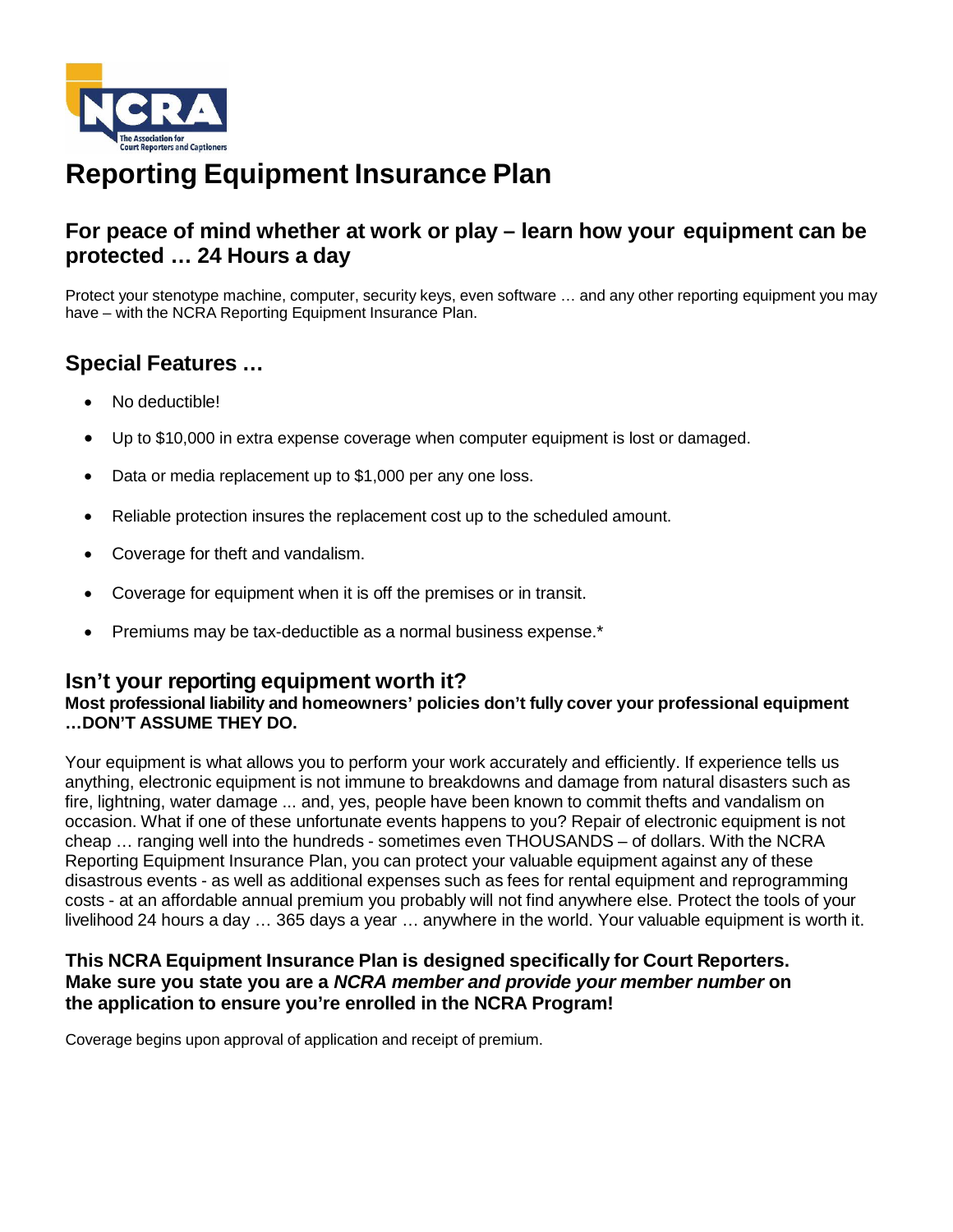# Reporting Equipment Insurance Plan

## For peace of mind whether at work or play – learn how your equipment can be protected … 24 Hours a day

Protect your stenotype machine, computer, security keys, even software … and any other reporting equipment you may have – with the NCRA Reporting Equipment Insurance Plan.

## Special Features …

- No deductible!
- Up to $10,000 in extra expense coverage when computer equipment is lost or damaged.
- Data or media replacement up to $1,000 per any one loss.
- Reliable protection insures the replacement cost up to the scheduled amount.
- Coverage for theft and vandalism.
- Coverage for equipment when it is off the premises or in transit.
- Premiums may be tax-deductible as a normal business expense.*

## Isn't your reporting equipment worth it?

**Most professional liability and homeowners' policies don't fully cover your professional equipment …DON'T ASSUME THEY DO.**

Your equipment is what allows you to perform your work accurately and efficiently. If experience tells us anything, electronic equipment is not immune to breakdowns and damage from natural disasters such as fire, lightning, water damage ... and, yes, people have been known to commit thefts and vandalism on occasion. What if one of these unfortunate events happens to you? Repair of electronic equipment is not cheap … ranging well into the hundreds - sometimes even THOUSANDS – of dollars. With the NCRA Reporting Equipment Insurance Plan, you can protect your valuable equipment against any of these disastrous events - as well as additional expenses such as fees for rental equipment and reprogramming costs - at an affordable annual premium you probably will not find anywhere else. Protect the tools of your livelihood 24 hours a day … 365 days a year … anywhere in the world. Your valuable equipment is worth it.

**This NCRA Equipment Insurance Plan is designed specifically for Court Reporters. Make sure you state you are a *NCRA member and provide your member number* on the application to ensure you're enrolled in the NCRA Program!**

Coverage begins upon approval of application and receipt of premium.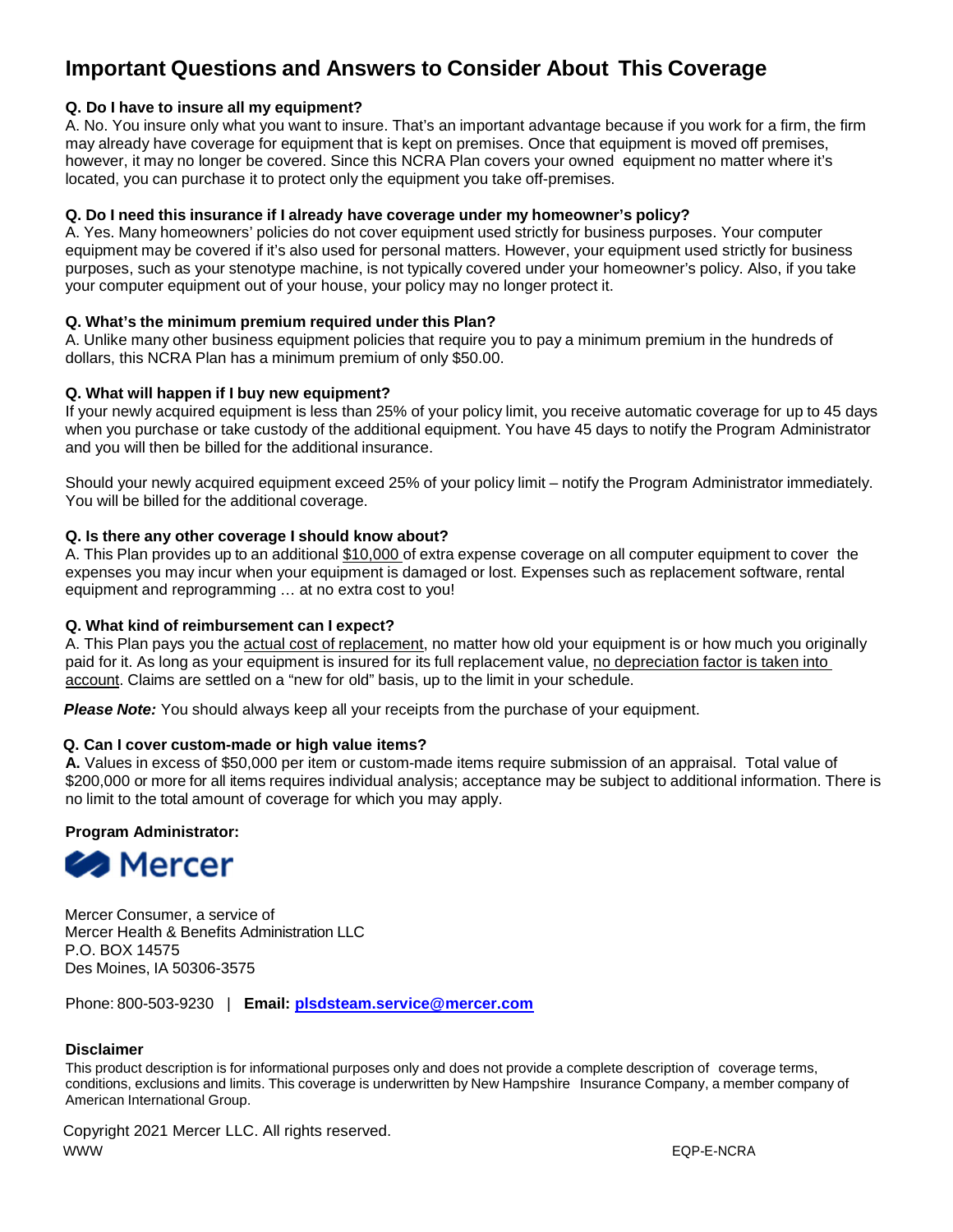# Important Questions and Answers to Consider About This Coverage

**Q. Do I have to insure all my equipment?**

A. No. You insure only what you want to insure. That's an important advantage because if you work for a firm, the firm may already have coverage for equipment that is kept on premises. Once that equipment is moved off premises, however, it may no longer be covered. Since this NCRA Plan covers your owned equipment no matter where it's located, you can purchase it to protect only the equipment you take off-premises.

**Q. Do I need this insurance if I already have coverage under my homeowner's policy?**

A. Yes. Many homeowners' policies do not cover equipment used strictly for business purposes. Your computer equipment may be covered if it's also used for personal matters. However, your equipment used strictly for business purposes, such as your stenotype machine, is not typically covered under your homeowner's policy. Also, if you take your computer equipment out of your house, your policy may no longer protect it.

**Q. What's the minimum premium required under this Plan?**

A. Unlike many other business equipment policies that require you to pay a minimum premium in the hundreds of dollars, this NCRA Plan has a minimum premium of only $50.00.

**Q. What will happen if I buy new equipment?**

If your newly acquired equipment is less than 25% of your policy limit, you receive automatic coverage for up to 45 days when you purchase or take custody of the additional equipment. You have 45 days to notify the Program Administrator and you will then be billed for the additional insurance.

Should your newly acquired equipment exceed 25% of your policy limit – notify the Program Administrator immediately. You will be billed for the additional coverage.

**Q. Is there any other coverage I should know about?**

A. This Plan provides up to an additional $10,000 of extra expense coverage on all computer equipment to cover the expenses you may incur when your equipment is damaged or lost. Expenses such as replacement software, rental equipment and reprogramming … at no extra cost to you!

**Q. What kind of reimbursement can I expect?**

A. This Plan pays you the actual cost of replacement, no matter how old your equipment is or how much you originally paid for it. As long as your equipment is insured for its full replacement value, no depreciation factor is taken into account. Claims are settled on a "new for old" basis, up to the limit in your schedule.

***Please Note:*** You should always keep all your receipts from the purchase of your equipment.

**Q. Can I cover custom-made or high value items?**

**A.** Values in excess of $50,000 per item or custom-made items require submission of an appraisal. Total value of $200,000 or more for all items requires individual analysis; acceptance may be subject to additional information. There is no limit to the total amount of coverage for which you may apply.

**Program Administrator:**

Mercer

Mercer Consumer, a service of
Mercer Health & Benefits Administration LLC
P.O. BOX 14575
Des Moines, IA 50306-3575

Phone: 800-503-9230 | **Email: plsdsteam.service@mercer.com**

**Disclaimer**

This product description is for informational purposes only and does not provide a complete description of coverage terms, conditions, exclusions and limits. This coverage is underwritten by New Hampshire Insurance Company, a member company of American International Group.

Copyright 2021 Mercer LLC. All rights reserved.

WWW EQP-E-NCRA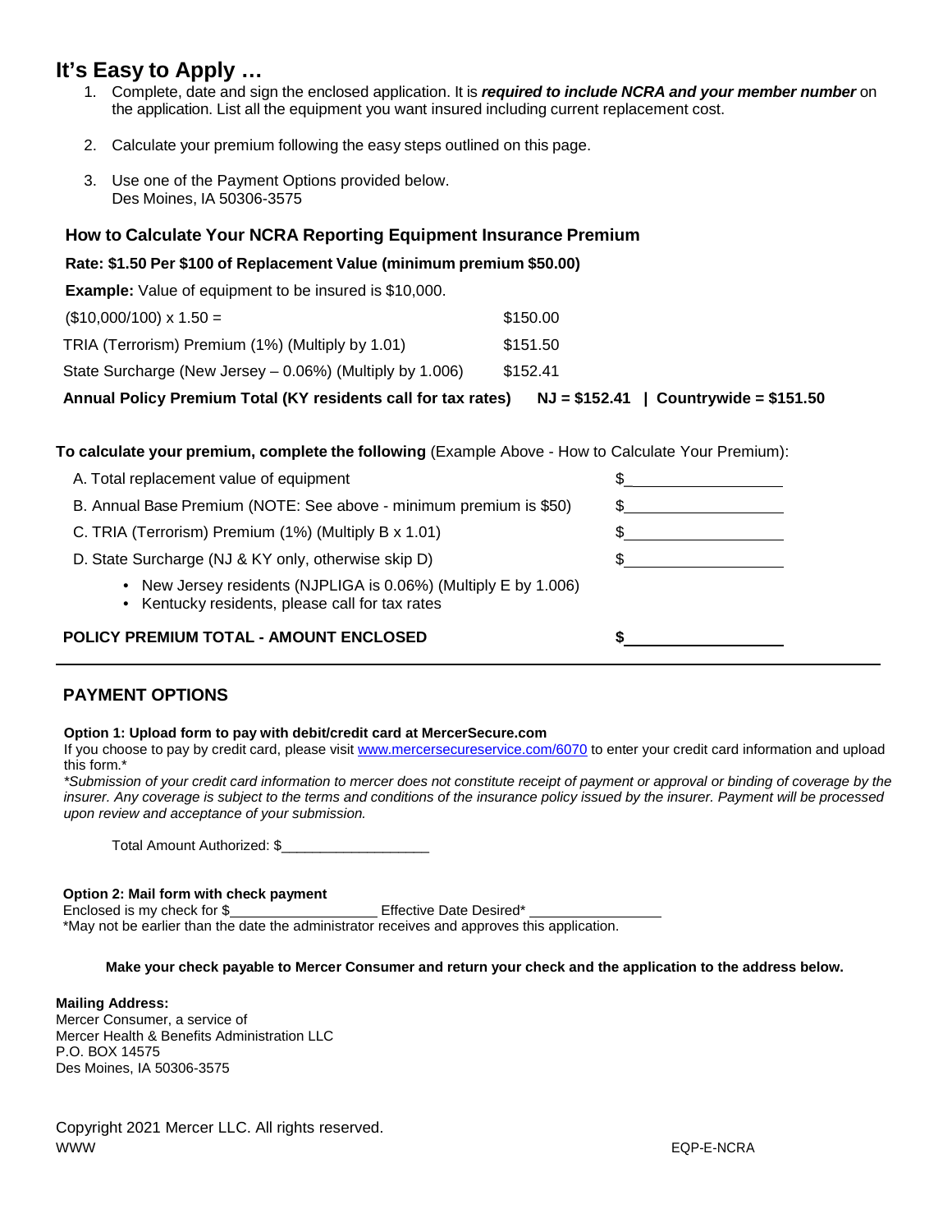# It's Easy to Apply …

1. Complete, date and sign the enclosed application. It is ***required to include NCRA and your member number*** on the application. List all the equipment you want insured including current replacement cost.
2. Calculate your premium following the easy steps outlined on this page.
3. Use one of the Payment Options provided below.
   Des Moines, IA 50306-3575

## How to Calculate Your NCRA Reporting Equipment Insurance Premium

**Rate: $1.50 Per $100 of Replacement Value (minimum premium $50.00)**

**Example:** Value of equipment to be insured is $10,000.

| | |
|---|---|
| ($10,000/100) x 1.50 = | $150.00 |
| TRIA (Terrorism) Premium (1%) (Multiply by 1.01) | $151.50 |
| State Surcharge (New Jersey – 0.06%) (Multiply by 1.006) | $152.41 |
| **Annual Policy Premium Total (KY residents call for tax rates)** | **NJ = $152.41 \| Countrywide = $151.50** |

**To calculate your premium, complete the following** (Example Above - How to Calculate Your Premium):

| | |
|---|---|
| A. Total replacement value of equipment | $_________________ |
| B. Annual Base Premium (NOTE: See above - minimum premium is $50) | $_________________ |
| C. TRIA (Terrorism) Premium (1%) (Multiply B x 1.01) | $_________________ |
| D. State Surcharge (NJ & KY only, otherwise skip D) | $_________________ |

- New Jersey residents (NJPLIGA is 0.06%) (Multiply E by 1.006)
- Kentucky residents, please call for tax rates

**POLICY PREMIUM TOTAL - AMOUNT ENCLOSED** **$_________________**

## PAYMENT OPTIONS

**Option 1: Upload form to pay with debit/credit card at MercerSecure.com**

If you choose to pay by credit card, please visit www.mercersecureservice.com/6070 to enter your credit card information and upload this form.*

*\*Submission of your credit card information to mercer does not constitute receipt of payment or approval or binding of coverage by the insurer. Any coverage is subject to the terms and conditions of the insurance policy issued by the insurer. Payment will be processed upon review and acceptance of your submission.*

Total Amount Authorized: $___________________

**Option 2: Mail form with check payment**

Enclosed is my check for $___________________ Effective Date Desired* _________________

*May not be earlier than the date the administrator receives and approves this application.

**Make your check payable to Mercer Consumer and return your check and the application to the address below.**

**Mailing Address:**
Mercer Consumer, a service of
Mercer Health & Benefits Administration LLC
P.O. BOX 14575
Des Moines, IA 50306-3575

Copyright 2021 Mercer LLC. All rights reserved.
WWW EQP-E-NCRA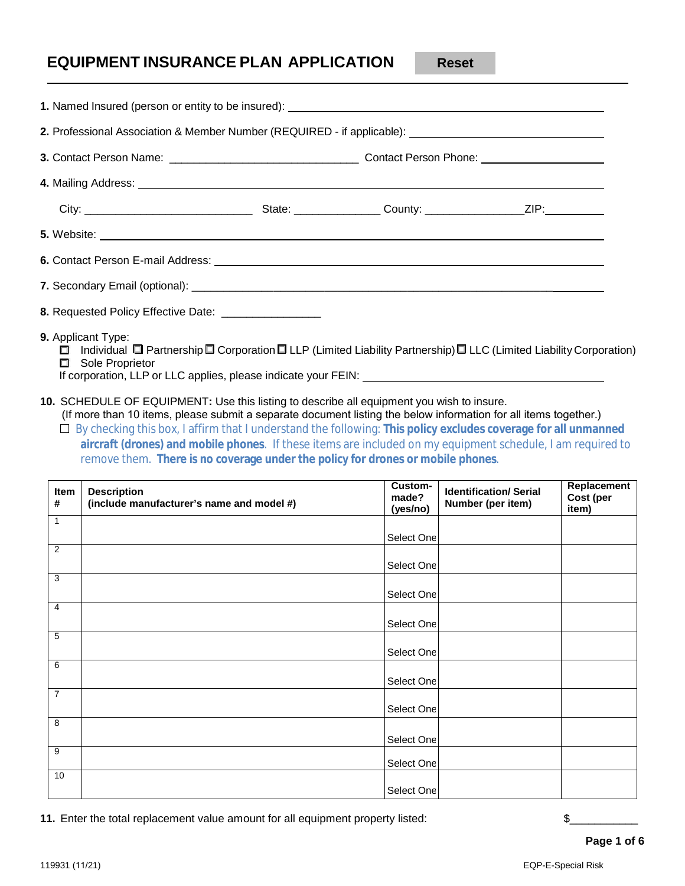# EQUIPMENT INSURANCE PLAN APPLICATION

Reset

**1.** Named Insured (person or entity to be insured): ______________________________

**2.** Professional Association & Member Number (REQUIRED - if applicable): ______________________________

**3.** Contact Person Name: ______________________________ Contact Person Phone: ____________________

**4.** Mailing Address: ______________________________

City: ______________________ State: ____________ County: ______________ZIP:__________

**5.** Website: ______________________________

**6.** Contact Person E-mail Address: ______________________________

**7.** Secondary Email (optional): ______________________________

**8.** Requested Policy Effective Date: _______________

**9.** Applicant Type:

☐ Individual ☐ Partnership ☐ Corporation ☐ LLP (Limited Liability Partnership) ☐ LLC (Limited Liability Corporation)
☐ Sole Proprietor

If corporation, LLP or LLC applies, please indicate your FEIN: ______________________________

**10.** SCHEDULE OF EQUIPMENT**:** Use this listing to describe all equipment you wish to insure.
(If more than 10 items, please submit a separate document listing the below information for all items together.)

☐ By checking this box, I affirm that I understand the following: **This policy excludes coverage for all unmanned aircraft (drones) and mobile phones**. If these items are included on my equipment schedule, I am required to remove them. **There is no coverage under the policy for drones or mobile phones**.

| Item # | Description (include manufacturer's name and model #) | Custom-made? (yes/no) | Identification/ Serial Number (per item) | Replacement Cost (per item) |
|---|---|---|---|---|
| 1 | | Select One | | |
| 2 | | Select One | | |
| 3 | | Select One | | |
| 4 | | Select One | | |
| 5 | | Select One | | |
| 6 | | Select One | | |
| 7 | | Select One | | |
| 8 | | Select One | | |
| 9 | | Select One | | |
| 10 | | Select One | | |

**11.** Enter the total replacement value amount for all equipment property listed: $___________

119931 (11/21) EQP-E-Special Risk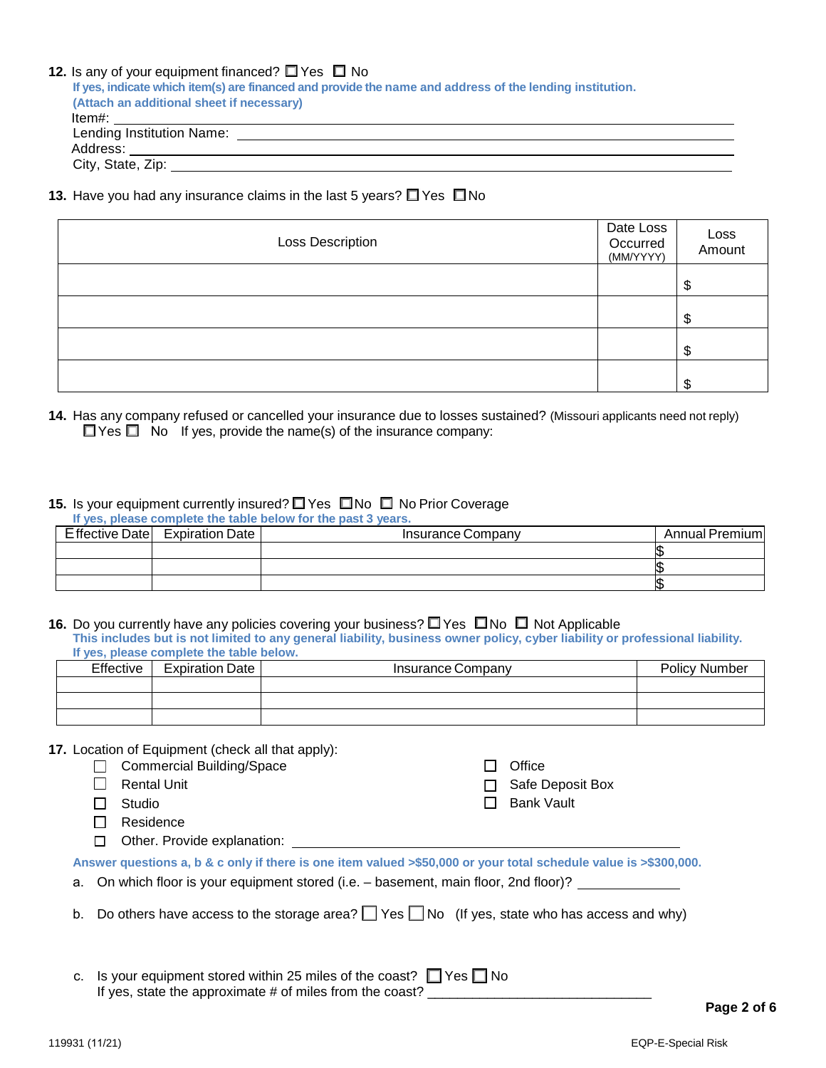**12.** Is any of your equipment financed? ☐ Yes ☐ No

**If yes, indicate which item(s) are financed and provide the name and address of the lending institution. (Attach an additional sheet if necessary)**

Item#: ______________________________

Lending Institution Name: ______________________________

Address: ______________________________

City, State, Zip: ______________________________

**13.** Have you had any insurance claims in the last 5 years? ☐ Yes ☐ No

| Loss Description | Date Loss Occurred (MM/YYYY) | Loss Amount |
|---|---|---|
| | | $ |
| | | $ |
| | | $ |
| | | $ |

**14.** Has any company refused or cancelled your insurance due to losses sustained? (Missouri applicants need not reply)
☐ Yes ☐ No If yes, provide the name(s) of the insurance company:

**15.** Is your equipment currently insured? ☐ Yes ☐ No ☐ No Prior Coverage

**If yes, please complete the table below for the past 3 years.**

| Effective Date | Expiration Date | Insurance Company | Annual Premium |
|---|---|---|---|
| | | | $ |
| | | | $ |
| | | | $ |

**16.** Do you currently have any policies covering your business? ☐ Yes ☐ No ☐ Not Applicable

**This includes but is not limited to any general liability, business owner policy, cyber liability or professional liability. If yes, please complete the table below.**

| Effective | Expiration Date | Insurance Company | Policy Number |
|---|---|---|---|
| | | | |
| | | | |
| | | | |

**17.** Location of Equipment (check all that apply):

- ☐ Commercial Building/Space
- ☐ Rental Unit
- ☐ Studio
- ☐ Residence
- ☐ Office
- ☐ Safe Deposit Box
- ☐ Bank Vault
- ☐ Other. Provide explanation: ______________________________

**Answer questions a, b & c only if there is one item valued >$50,000 or your total schedule value is >$300,000.**

a. On which floor is your equipment stored (i.e. – basement, main floor, 2nd floor)? ______________

b. Do others have access to the storage area? ☐ Yes ☐ No (If yes, state who has access and why)

c. Is your equipment stored within 25 miles of the coast? ☐ Yes ☐ No
If yes, state the approximate # of miles from the coast? ______________________________

119931 (11/21) EQP-E-Special Risk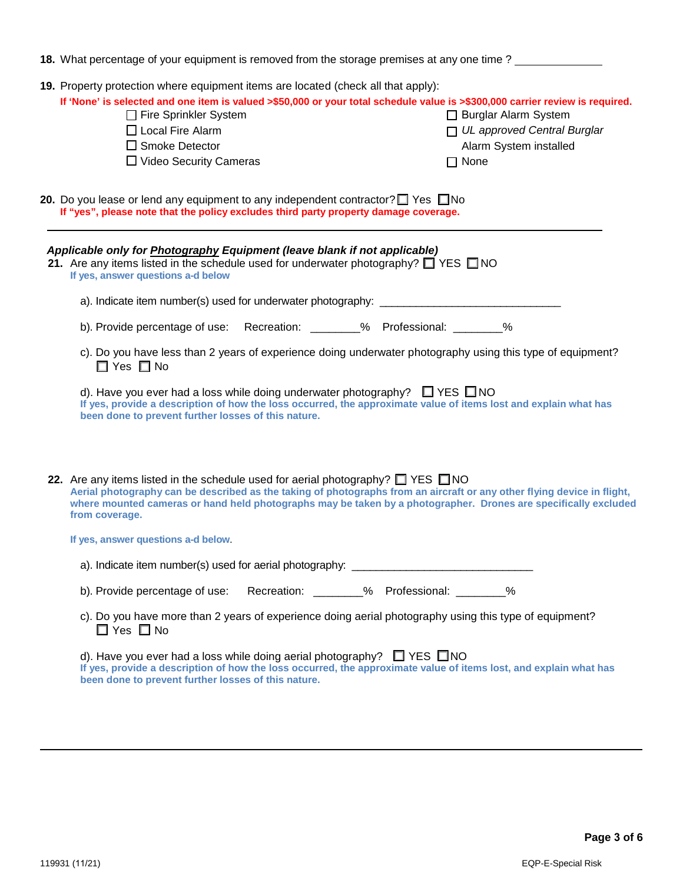**18.** What percentage of your equipment is removed from the storage premises at any one time ? ______________

**19.** Property protection where equipment items are located (check all that apply):

**If 'None' is selected and one item is valued >$50,000 or your total schedule value is >$300,000 carrier review is required.**

- ☐ Fire Sprinkler System
- ☐ Local Fire Alarm
- ☐ Smoke Detector
- ☐ Video Security Cameras
- ☐ Burglar Alarm System
- ☐ *UL approved Central Burglar* Alarm System installed
- ☐ None

**20.** Do you lease or lend any equipment to any independent contractor? ☐ Yes ☐ No

**If "yes", please note that the policy excludes third party property damage coverage.**

---

***Applicable only for Photography Equipment (leave blank if not applicable)***

**21.** Are any items listed in the schedule used for underwater photography? ☐ YES ☐ NO

**If yes, answer questions a-d below**

a). Indicate item number(s) used for underwater photography: ______________________________

b). Provide percentage of use: Recreation: ________% Professional: ________%

c). Do you have less than 2 years of experience doing underwater photography using this type of equipment?
☐ Yes ☐ No

d). Have you ever had a loss while doing underwater photography? ☐ YES ☐ NO

**If yes, provide a description of how the loss occurred, the approximate value of items lost and explain what has been done to prevent further losses of this nature.**

**22.** Are any items listed in the schedule used for aerial photography? ☐ YES ☐ NO

**Aerial photography can be described as the taking of photographs from an aircraft or any other flying device in flight, where mounted cameras or hand held photographs may be taken by a photographer. Drones are specifically excluded from coverage.**

**If yes, answer questions a-d below.**

a). Indicate item number(s) used for aerial photography: ______________________________

b). Provide percentage of use: Recreation: ________% Professional: ________%

c). Do you have more than 2 years of experience doing aerial photography using this type of equipment?
☐ Yes ☐ No

d). Have you ever had a loss while doing aerial photography? ☐ YES ☐ NO

**If yes, provide a description of how the loss occurred, the approximate value of items lost, and explain what has been done to prevent further losses of this nature.**

---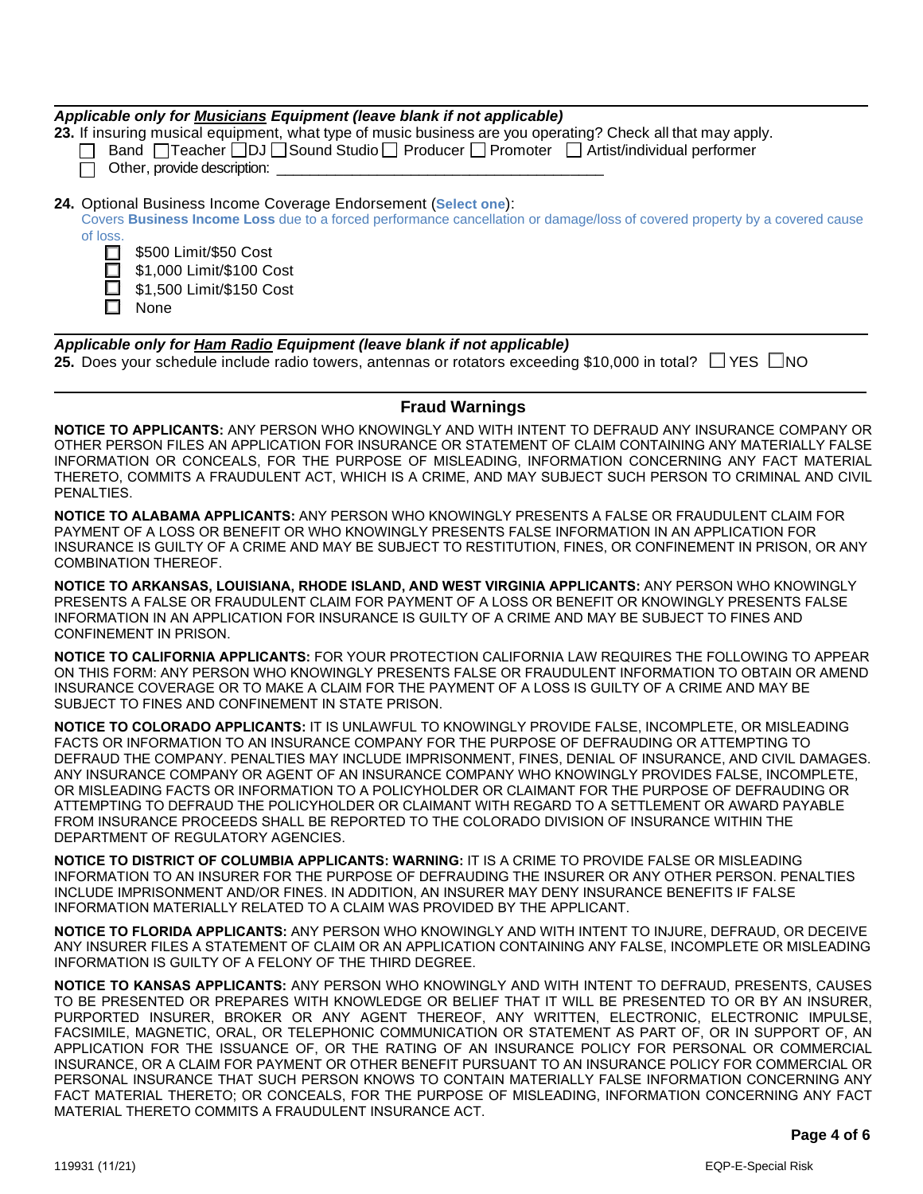***Applicable only for <u>Musicians</u> Equipment (leave blank if not applicable)***

**23.** If insuring musical equipment, what type of music business are you operating? Check all that may apply.

☐ Band ☐ Teacher ☐ DJ ☐ Sound Studio ☐ Producer ☐ Promoter ☐ Artist/individual performer

☐ Other, provide description: ________________________________________

**24.** Optional Business Income Coverage Endorsement (**Select one**):

Covers **Business Income Loss** due to a forced performance cancellation or damage/loss of covered property by a covered cause of loss.

☐ $500 Limit/$50 Cost

☐ $1,000 Limit/$100 Cost

☐ $1,500 Limit/$150 Cost

☐ None

***Applicable only for <u>Ham Radio</u> Equipment (leave blank if not applicable)***

**25.** Does your schedule include radio towers, antennas or rotators exceeding $10,000 in total? ☐ YES ☐ NO

## Fraud Warnings

**NOTICE TO APPLICANTS:** ANY PERSON WHO KNOWINGLY AND WITH INTENT TO DEFRAUD ANY INSURANCE COMPANY OR OTHER PERSON FILES AN APPLICATION FOR INSURANCE OR STATEMENT OF CLAIM CONTAINING ANY MATERIALLY FALSE INFORMATION OR CONCEALS, FOR THE PURPOSE OF MISLEADING, INFORMATION CONCERNING ANY FACT MATERIAL THERETO, COMMITS A FRAUDULENT ACT, WHICH IS A CRIME, AND MAY SUBJECT SUCH PERSON TO CRIMINAL AND CIVIL PENALTIES.

**NOTICE TO ALABAMA APPLICANTS:** ANY PERSON WHO KNOWINGLY PRESENTS A FALSE OR FRAUDULENT CLAIM FOR PAYMENT OF A LOSS OR BENEFIT OR WHO KNOWINGLY PRESENTS FALSE INFORMATION IN AN APPLICATION FOR INSURANCE IS GUILTY OF A CRIME AND MAY BE SUBJECT TO RESTITUTION, FINES, OR CONFINEMENT IN PRISON, OR ANY COMBINATION THEREOF.

**NOTICE TO ARKANSAS, LOUISIANA, RHODE ISLAND, AND WEST VIRGINIA APPLICANTS:** ANY PERSON WHO KNOWINGLY PRESENTS A FALSE OR FRAUDULENT CLAIM FOR PAYMENT OF A LOSS OR BENEFIT OR KNOWINGLY PRESENTS FALSE INFORMATION IN AN APPLICATION FOR INSURANCE IS GUILTY OF A CRIME AND MAY BE SUBJECT TO FINES AND CONFINEMENT IN PRISON.

**NOTICE TO CALIFORNIA APPLICANTS:** FOR YOUR PROTECTION CALIFORNIA LAW REQUIRES THE FOLLOWING TO APPEAR ON THIS FORM: ANY PERSON WHO KNOWINGLY PRESENTS FALSE OR FRAUDULENT INFORMATION TO OBTAIN OR AMEND INSURANCE COVERAGE OR TO MAKE A CLAIM FOR THE PAYMENT OF A LOSS IS GUILTY OF A CRIME AND MAY BE SUBJECT TO FINES AND CONFINEMENT IN STATE PRISON.

**NOTICE TO COLORADO APPLICANTS:** IT IS UNLAWFUL TO KNOWINGLY PROVIDE FALSE, INCOMPLETE, OR MISLEADING FACTS OR INFORMATION TO AN INSURANCE COMPANY FOR THE PURPOSE OF DEFRAUDING OR ATTEMPTING TO DEFRAUD THE COMPANY. PENALTIES MAY INCLUDE IMPRISONMENT, FINES, DENIAL OF INSURANCE, AND CIVIL DAMAGES. ANY INSURANCE COMPANY OR AGENT OF AN INSURANCE COMPANY WHO KNOWINGLY PROVIDES FALSE, INCOMPLETE, OR MISLEADING FACTS OR INFORMATION TO A POLICYHOLDER OR CLAIMANT FOR THE PURPOSE OF DEFRAUDING OR ATTEMPTING TO DEFRAUD THE POLICYHOLDER OR CLAIMANT WITH REGARD TO A SETTLEMENT OR AWARD PAYABLE FROM INSURANCE PROCEEDS SHALL BE REPORTED TO THE COLORADO DIVISION OF INSURANCE WITHIN THE DEPARTMENT OF REGULATORY AGENCIES.

**NOTICE TO DISTRICT OF COLUMBIA APPLICANTS: WARNING:** IT IS A CRIME TO PROVIDE FALSE OR MISLEADING INFORMATION TO AN INSURER FOR THE PURPOSE OF DEFRAUDING THE INSURER OR ANY OTHER PERSON. PENALTIES INCLUDE IMPRISONMENT AND/OR FINES. IN ADDITION, AN INSURER MAY DENY INSURANCE BENEFITS IF FALSE INFORMATION MATERIALLY RELATED TO A CLAIM WAS PROVIDED BY THE APPLICANT.

**NOTICE TO FLORIDA APPLICANTS:** ANY PERSON WHO KNOWINGLY AND WITH INTENT TO INJURE, DEFRAUD, OR DECEIVE ANY INSURER FILES A STATEMENT OF CLAIM OR AN APPLICATION CONTAINING ANY FALSE, INCOMPLETE OR MISLEADING INFORMATION IS GUILTY OF A FELONY OF THE THIRD DEGREE.

**NOTICE TO KANSAS APPLICANTS:** ANY PERSON WHO KNOWINGLY AND WITH INTENT TO DEFRAUD, PRESENTS, CAUSES TO BE PRESENTED OR PREPARES WITH KNOWLEDGE OR BELIEF THAT IT WILL BE PRESENTED TO OR BY AN INSURER, PURPORTED INSURER, BROKER OR ANY AGENT THEREOF, ANY WRITTEN, ELECTRONIC, ELECTRONIC IMPULSE, FACSIMILE, MAGNETIC, ORAL, OR TELEPHONIC COMMUNICATION OR STATEMENT AS PART OF, OR IN SUPPORT OF, AN APPLICATION FOR THE ISSUANCE OF, OR THE RATING OF AN INSURANCE POLICY FOR PERSONAL OR COMMERCIAL INSURANCE, OR A CLAIM FOR PAYMENT OR OTHER BENEFIT PURSUANT TO AN INSURANCE POLICY FOR COMMERCIAL OR PERSONAL INSURANCE THAT SUCH PERSON KNOWS TO CONTAIN MATERIALLY FALSE INFORMATION CONCERNING ANY FACT MATERIAL THERETO; OR CONCEALS, FOR THE PURPOSE OF MISLEADING, INFORMATION CONCERNING ANY FACT MATERIAL THERETO COMMITS A FRAUDULENT INSURANCE ACT.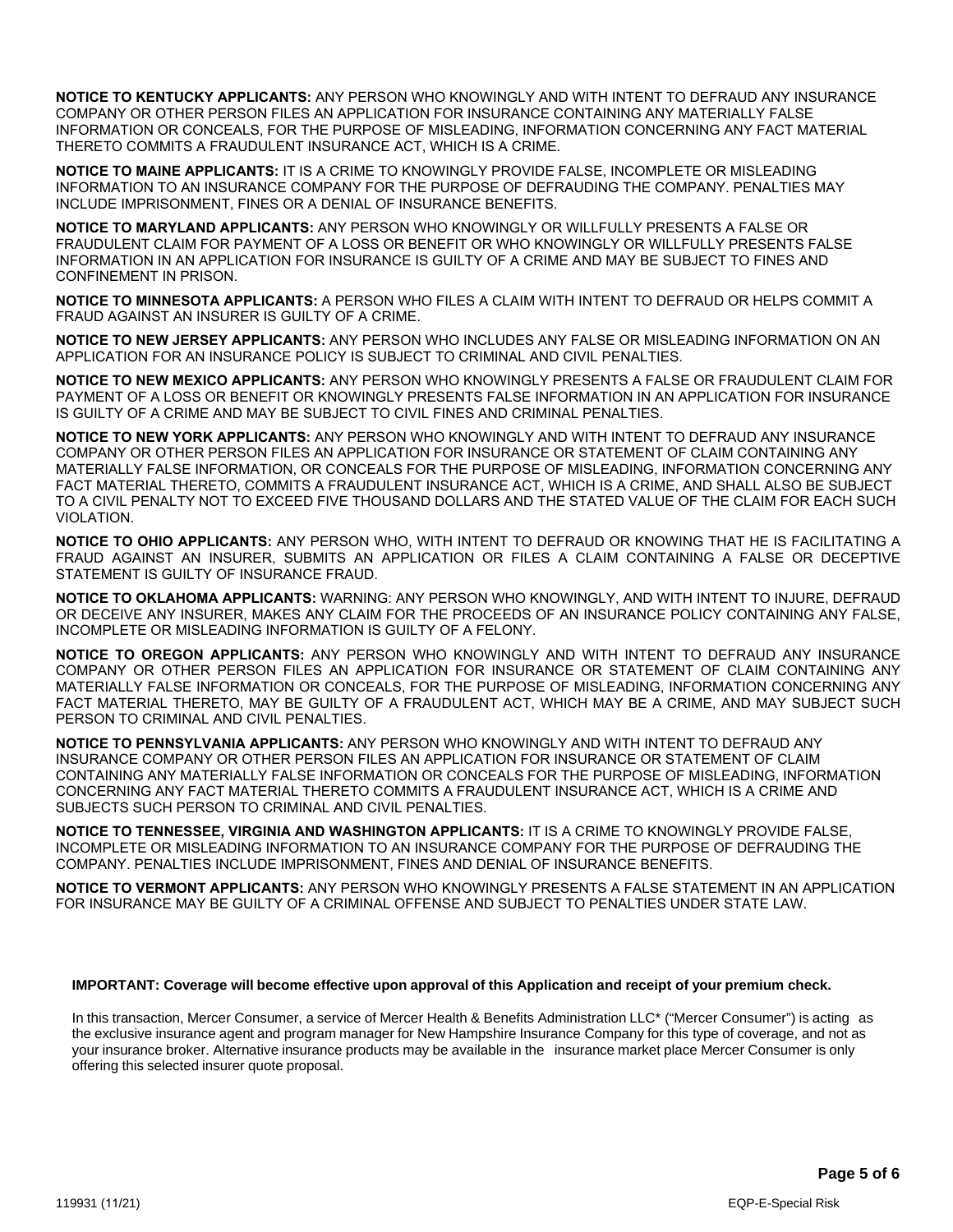**NOTICE TO KENTUCKY APPLICANTS:** ANY PERSON WHO KNOWINGLY AND WITH INTENT TO DEFRAUD ANY INSURANCE COMPANY OR OTHER PERSON FILES AN APPLICATION FOR INSURANCE CONTAINING ANY MATERIALLY FALSE INFORMATION OR CONCEALS, FOR THE PURPOSE OF MISLEADING, INFORMATION CONCERNING ANY FACT MATERIAL THERETO COMMITS A FRAUDULENT INSURANCE ACT, WHICH IS A CRIME.

**NOTICE TO MAINE APPLICANTS:** IT IS A CRIME TO KNOWINGLY PROVIDE FALSE, INCOMPLETE OR MISLEADING INFORMATION TO AN INSURANCE COMPANY FOR THE PURPOSE OF DEFRAUDING THE COMPANY. PENALTIES MAY INCLUDE IMPRISONMENT, FINES OR A DENIAL OF INSURANCE BENEFITS.

**NOTICE TO MARYLAND APPLICANTS:** ANY PERSON WHO KNOWINGLY OR WILLFULLY PRESENTS A FALSE OR FRAUDULENT CLAIM FOR PAYMENT OF A LOSS OR BENEFIT OR WHO KNOWINGLY OR WILLFULLY PRESENTS FALSE INFORMATION IN AN APPLICATION FOR INSURANCE IS GUILTY OF A CRIME AND MAY BE SUBJECT TO FINES AND CONFINEMENT IN PRISON.

**NOTICE TO MINNESOTA APPLICANTS:** A PERSON WHO FILES A CLAIM WITH INTENT TO DEFRAUD OR HELPS COMMIT A FRAUD AGAINST AN INSURER IS GUILTY OF A CRIME.

**NOTICE TO NEW JERSEY APPLICANTS:** ANY PERSON WHO INCLUDES ANY FALSE OR MISLEADING INFORMATION ON AN APPLICATION FOR AN INSURANCE POLICY IS SUBJECT TO CRIMINAL AND CIVIL PENALTIES.

**NOTICE TO NEW MEXICO APPLICANTS:** ANY PERSON WHO KNOWINGLY PRESENTS A FALSE OR FRAUDULENT CLAIM FOR PAYMENT OF A LOSS OR BENEFIT OR KNOWINGLY PRESENTS FALSE INFORMATION IN AN APPLICATION FOR INSURANCE IS GUILTY OF A CRIME AND MAY BE SUBJECT TO CIVIL FINES AND CRIMINAL PENALTIES.

**NOTICE TO NEW YORK APPLICANTS:** ANY PERSON WHO KNOWINGLY AND WITH INTENT TO DEFRAUD ANY INSURANCE COMPANY OR OTHER PERSON FILES AN APPLICATION FOR INSURANCE OR STATEMENT OF CLAIM CONTAINING ANY MATERIALLY FALSE INFORMATION, OR CONCEALS FOR THE PURPOSE OF MISLEADING, INFORMATION CONCERNING ANY FACT MATERIAL THERETO, COMMITS A FRAUDULENT INSURANCE ACT, WHICH IS A CRIME, AND SHALL ALSO BE SUBJECT TO A CIVIL PENALTY NOT TO EXCEED FIVE THOUSAND DOLLARS AND THE STATED VALUE OF THE CLAIM FOR EACH SUCH VIOLATION.

**NOTICE TO OHIO APPLICANTS:** ANY PERSON WHO, WITH INTENT TO DEFRAUD OR KNOWING THAT HE IS FACILITATING A FRAUD AGAINST AN INSURER, SUBMITS AN APPLICATION OR FILES A CLAIM CONTAINING A FALSE OR DECEPTIVE STATEMENT IS GUILTY OF INSURANCE FRAUD.

**NOTICE TO OKLAHOMA APPLICANTS:** WARNING: ANY PERSON WHO KNOWINGLY, AND WITH INTENT TO INJURE, DEFRAUD OR DECEIVE ANY INSURER, MAKES ANY CLAIM FOR THE PROCEEDS OF AN INSURANCE POLICY CONTAINING ANY FALSE, INCOMPLETE OR MISLEADING INFORMATION IS GUILTY OF A FELONY.

**NOTICE TO OREGON APPLICANTS:** ANY PERSON WHO KNOWINGLY AND WITH INTENT TO DEFRAUD ANY INSURANCE COMPANY OR OTHER PERSON FILES AN APPLICATION FOR INSURANCE OR STATEMENT OF CLAIM CONTAINING ANY MATERIALLY FALSE INFORMATION OR CONCEALS, FOR THE PURPOSE OF MISLEADING, INFORMATION CONCERNING ANY FACT MATERIAL THERETO, MAY BE GUILTY OF A FRAUDULENT ACT, WHICH MAY BE A CRIME, AND MAY SUBJECT SUCH PERSON TO CRIMINAL AND CIVIL PENALTIES.

**NOTICE TO PENNSYLVANIA APPLICANTS:** ANY PERSON WHO KNOWINGLY AND WITH INTENT TO DEFRAUD ANY INSURANCE COMPANY OR OTHER PERSON FILES AN APPLICATION FOR INSURANCE OR STATEMENT OF CLAIM CONTAINING ANY MATERIALLY FALSE INFORMATION OR CONCEALS FOR THE PURPOSE OF MISLEADING, INFORMATION CONCERNING ANY FACT MATERIAL THERETO COMMITS A FRAUDULENT INSURANCE ACT, WHICH IS A CRIME AND SUBJECTS SUCH PERSON TO CRIMINAL AND CIVIL PENALTIES.

**NOTICE TO TENNESSEE, VIRGINIA AND WASHINGTON APPLICANTS:** IT IS A CRIME TO KNOWINGLY PROVIDE FALSE, INCOMPLETE OR MISLEADING INFORMATION TO AN INSURANCE COMPANY FOR THE PURPOSE OF DEFRAUDING THE COMPANY. PENALTIES INCLUDE IMPRISONMENT, FINES AND DENIAL OF INSURANCE BENEFITS.

**NOTICE TO VERMONT APPLICANTS:** ANY PERSON WHO KNOWINGLY PRESENTS A FALSE STATEMENT IN AN APPLICATION FOR INSURANCE MAY BE GUILTY OF A CRIMINAL OFFENSE AND SUBJECT TO PENALTIES UNDER STATE LAW.

**IMPORTANT: Coverage will become effective upon approval of this Application and receipt of your premium check.**

In this transaction, Mercer Consumer, a service of Mercer Health & Benefits Administration LLC* ("Mercer Consumer") is acting as the exclusive insurance agent and program manager for New Hampshire Insurance Company for this type of coverage, and not as your insurance broker. Alternative insurance products may be available in the insurance market place Mercer Consumer is only offering this selected insurer quote proposal.

119931 (11/21) EQP-E-Special Risk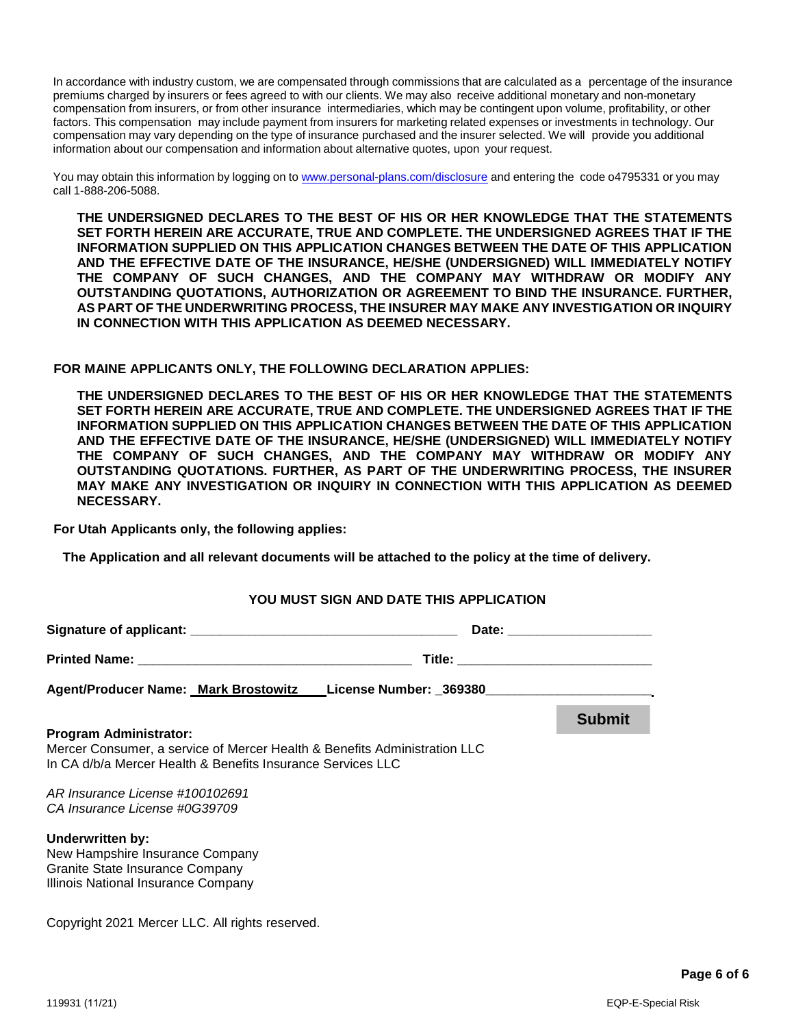In accordance with industry custom, we are compensated through commissions that are calculated as a percentage of the insurance premiums charged by insurers or fees agreed to with our clients. We may also receive additional monetary and non-monetary compensation from insurers, or from other insurance intermediaries, which may be contingent upon volume, profitability, or other factors. This compensation may include payment from insurers for marketing related expenses or investments in technology. Our compensation may vary depending on the type of insurance purchased and the insurer selected. We will provide you additional information about our compensation and information about alternative quotes, upon your request.

You may obtain this information by logging on to [www.personal-plans.com/disclosure](www.personal-plans.com/disclosure) and entering the code o4795331 or you may call 1-888-206-5088.

**THE UNDERSIGNED DECLARES TO THE BEST OF HIS OR HER KNOWLEDGE THAT THE STATEMENTS SET FORTH HEREIN ARE ACCURATE, TRUE AND COMPLETE. THE UNDERSIGNED AGREES THAT IF THE INFORMATION SUPPLIED ON THIS APPLICATION CHANGES BETWEEN THE DATE OF THIS APPLICATION AND THE EFFECTIVE DATE OF THE INSURANCE, HE/SHE (UNDERSIGNED) WILL IMMEDIATELY NOTIFY THE COMPANY OF SUCH CHANGES, AND THE COMPANY MAY WITHDRAW OR MODIFY ANY OUTSTANDING QUOTATIONS, AUTHORIZATION OR AGREEMENT TO BIND THE INSURANCE. FURTHER, AS PART OF THE UNDERWRITING PROCESS, THE INSURER MAY MAKE ANY INVESTIGATION OR INQUIRY IN CONNECTION WITH THIS APPLICATION AS DEEMED NECESSARY.**

**FOR MAINE APPLICANTS ONLY, THE FOLLOWING DECLARATION APPLIES:**

**THE UNDERSIGNED DECLARES TO THE BEST OF HIS OR HER KNOWLEDGE THAT THE STATEMENTS SET FORTH HEREIN ARE ACCURATE, TRUE AND COMPLETE. THE UNDERSIGNED AGREES THAT IF THE INFORMATION SUPPLIED ON THIS APPLICATION CHANGES BETWEEN THE DATE OF THIS APPLICATION AND THE EFFECTIVE DATE OF THE INSURANCE, HE/SHE (UNDERSIGNED) WILL IMMEDIATELY NOTIFY THE COMPANY OF SUCH CHANGES, AND THE COMPANY MAY WITHDRAW OR MODIFY ANY OUTSTANDING QUOTATIONS. FURTHER, AS PART OF THE UNDERWRITING PROCESS, THE INSURER MAY MAKE ANY INVESTIGATION OR INQUIRY IN CONNECTION WITH THIS APPLICATION AS DEEMED NECESSARY.**

**For Utah Applicants only, the following applies:**

**The Application and all relevant documents will be attached to the policy at the time of delivery.**

**YOU MUST SIGN AND DATE THIS APPLICATION**

**Signature of applicant:** ____________________________________ **Date:** ___________________

**Printed Name:** ____________________________________ **Title:** ________________________

**Agent/Producer Name:** **Mark Brostowitz** **License Number:** **369380**

**Submit**

**Program Administrator:**
Mercer Consumer, a service of Mercer Health & Benefits Administration LLC
In CA d/b/a Mercer Health & Benefits Insurance Services LLC

*AR Insurance License #100102691*
*CA Insurance License #0G39709*

**Underwritten by:**
New Hampshire Insurance Company
Granite State Insurance Company
Illinois National Insurance Company

Copyright 2021 Mercer LLC. All rights reserved.

119931 (11/21) EQP-E-Special Risk